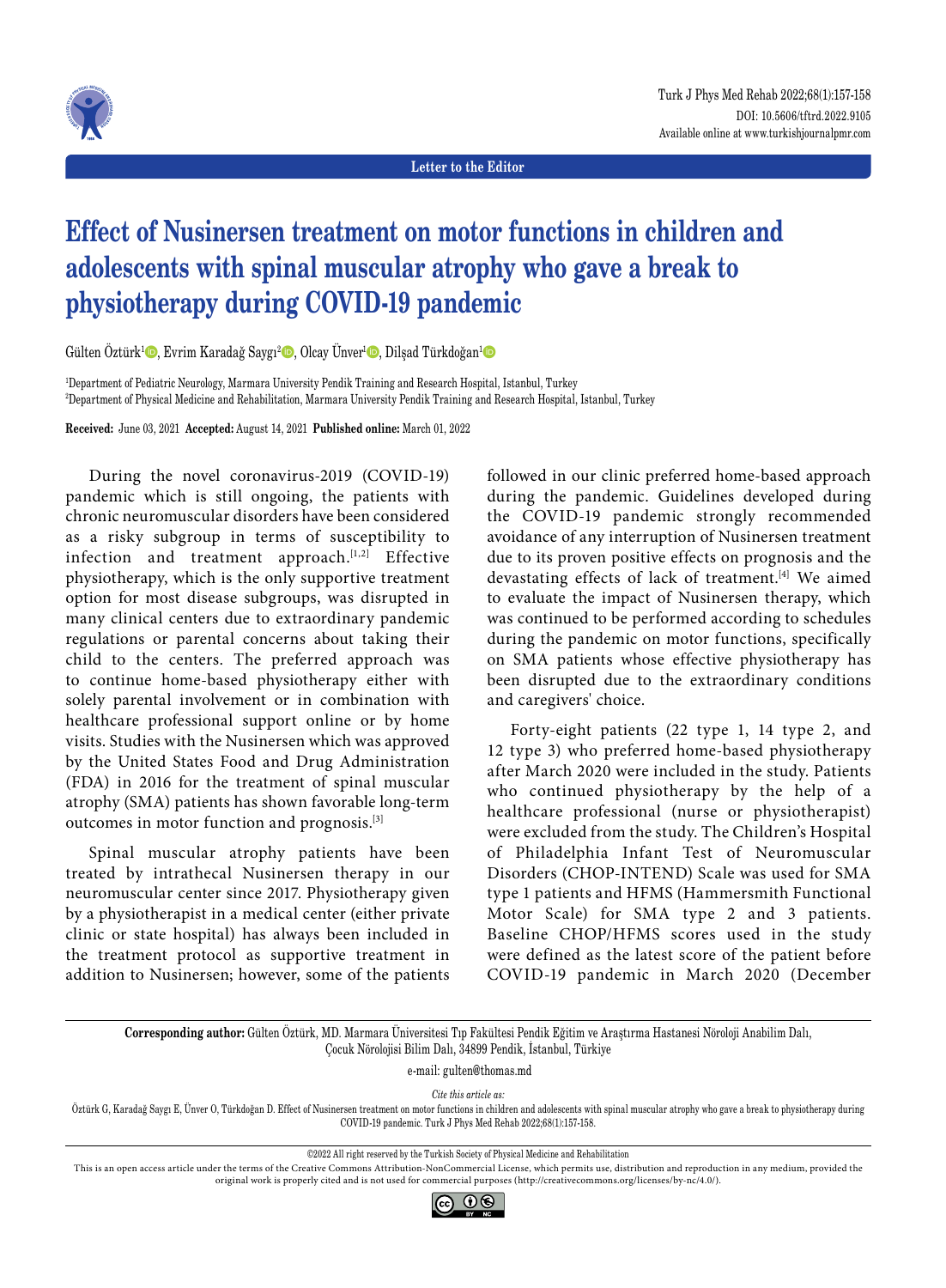Letter to the Editor

# Effect of Nusinersen treatment on motor functions in children and adolescents with spinal muscular atrophy who gave a break to physiotherapy during COVID-19 pandemic

Gülten Öztürk[1], Evrim Karadağ Saygı[2], Olcay Ünver[1], Dilşad Türkdoğan[1]

[1]Department of Pediatric Neurology, Marmara University Pendik Training and Research Hospital, Istanbul, Turkey
[2]Department of Physical Medicine and Rehabilitation, Marmara University Pendik Training and Research Hospital, Istanbul, Turkey

**Received:** June 03, 2021 **Accepted:** August 14, 2021 **Published online:** March 01, 2022

During the novel coronavirus-2019 (COVID-19) pandemic which is still ongoing, the patients with chronic neuromuscular disorders have been considered as a risky subgroup in terms of susceptibility to infection and treatment approach.[1,2] Effective physiotherapy, which is the only supportive treatment option for most disease subgroups, was disrupted in many clinical centers due to extraordinary pandemic regulations or parental concerns about taking their child to the centers. The preferred approach was to continue home-based physiotherapy either with solely parental involvement or in combination with healthcare professional support online or by home visits. Studies with the Nusinersen which was approved by the United States Food and Drug Administration (FDA) in 2016 for the treatment of spinal muscular atrophy (SMA) patients has shown favorable long-term outcomes in motor function and prognosis.[3]

Spinal muscular atrophy patients have been treated by intrathecal Nusinersen therapy in our neuromuscular center since 2017. Physiotherapy given by a physiotherapist in a medical center (either private clinic or state hospital) has always been included in the treatment protocol as supportive treatment in addition to Nusinersen; however, some of the patients followed in our clinic preferred home-based approach during the pandemic. Guidelines developed during the COVID-19 pandemic strongly recommended avoidance of any interruption of Nusinersen treatment due to its proven positive effects on prognosis and the devastating effects of lack of treatment.[4] We aimed to evaluate the impact of Nusinersen therapy, which was continued to be performed according to schedules during the pandemic on motor functions, specifically on SMA patients whose effective physiotherapy has been disrupted due to the extraordinary conditions and caregivers' choice.

Forty-eight patients (22 type 1, 14 type 2, and 12 type 3) who preferred home-based physiotherapy after March 2020 were included in the study. Patients who continued physiotherapy by the help of a healthcare professional (nurse or physiotherapist) were excluded from the study. The Children's Hospital of Philadelphia Infant Test of Neuromuscular Disorders (CHOP-INTEND) Scale was used for SMA type 1 patients and HFMS (Hammersmith Functional Motor Scale) for SMA type 2 and 3 patients. Baseline CHOP/HFMS scores used in the study were defined as the latest score of the patient before COVID-19 pandemic in March 2020 (December

**Corresponding author:** Gülten Öztürk, MD. Marmara Üniversitesi Tıp Fakültesi Pendik Eğitim ve Araştırma Hastanesi Nöroloji Anabilim Dalı, Çocuk Nörolojisi Bilim Dalı, 34899 Pendik, İstanbul, Türkiye

e-mail: gulten@thomas.md

*Cite this article as:*
Öztürk G, Karadağ Saygı E, Ünver O, Türkdoğan D. Effect of Nusinersen treatment on motor functions in children and adolescents with spinal muscular atrophy who gave a break to physiotherapy during COVID-19 pandemic. Turk J Phys Med Rehab 2022;68(1):157-158.

©2022 All right reserved by the Turkish Society of Physical Medicine and Rehabilitation

This is an open access article under the terms of the Creative Commons Attribution-NonCommercial License, which permits use, distribution and reproduction in any medium, provided the original work is properly cited and is not used for commercial purposes (http://creativecommons.org/licenses/by-nc/4.0/).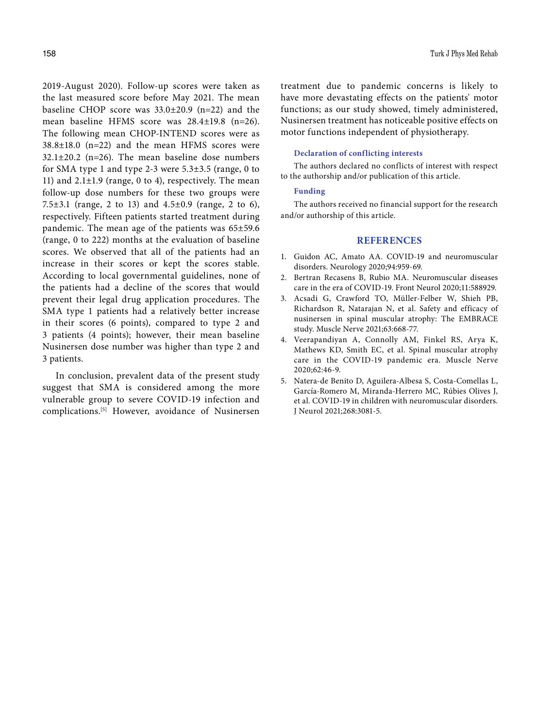2019-August 2020). Follow-up scores were taken as the last measured score before May 2021. The mean baseline CHOP score was 33.0±20.9 (n=22) and the mean baseline HFMS score was 28.4±19.8 (n=26). The following mean CHOP-INTEND scores were as 38.8±18.0 (n=22) and the mean HFMS scores were 32.1±20.2 (n=26). The mean baseline dose numbers for SMA type 1 and type 2-3 were 5.3±3.5 (range, 0 to 11) and 2.1±1.9 (range, 0 to 4), respectively. The mean follow-up dose numbers for these two groups were 7.5±3.1 (range, 2 to 13) and 4.5±0.9 (range, 2 to 6), respectively. Fifteen patients started treatment during pandemic. The mean age of the patients was 65±59.6 (range, 0 to 222) months at the evaluation of baseline scores. We observed that all of the patients had an increase in their scores or kept the scores stable. According to local governmental guidelines, none of the patients had a decline of the scores that would prevent their legal drug application procedures. The SMA type 1 patients had a relatively better increase in their scores (6 points), compared to type 2 and 3 patients (4 points); however, their mean baseline Nusinersen dose number was higher than type 2 and 3 patients.

In conclusion, prevalent data of the present study suggest that SMA is considered among the more vulnerable group to severe COVID-19 infection and complications.[5] However, avoidance of Nusinersen treatment due to pandemic concerns is likely to have more devastating effects on the patients' motor functions; as our study showed, timely administered, Nusinersen treatment has noticeable positive effects on motor functions independent of physiotherapy.

#### Declaration of conflicting interests

The authors declared no conflicts of interest with respect to the authorship and/or publication of this article.

#### Funding

The authors received no financial support for the research and/or authorship of this article.

## REFERENCES

1. Guidon AC, Amato AA. COVID-19 and neuromuscular disorders. Neurology 2020;94:959-69.
2. Bertran Recasens B, Rubio MA. Neuromuscular diseases care in the era of COVID-19. Front Neurol 2020;11:588929.
3. Acsadi G, Crawford TO, Müller-Felber W, Shieh PB, Richardson R, Natarajan N, et al. Safety and efficacy of nusinersen in spinal muscular atrophy: The EMBRACE study. Muscle Nerve 2021;63:668-77.
4. Veerapandiyan A, Connolly AM, Finkel RS, Arya K, Mathews KD, Smith EC, et al. Spinal muscular atrophy care in the COVID-19 pandemic era. Muscle Nerve 2020;62:46-9.
5. Natera-de Benito D, Aguilera-Albesa S, Costa-Comellas L, García-Romero M, Miranda-Herrero MC, Rúbies Olives J, et al. COVID-19 in children with neuromuscular disorders. J Neurol 2021;268:3081-5.